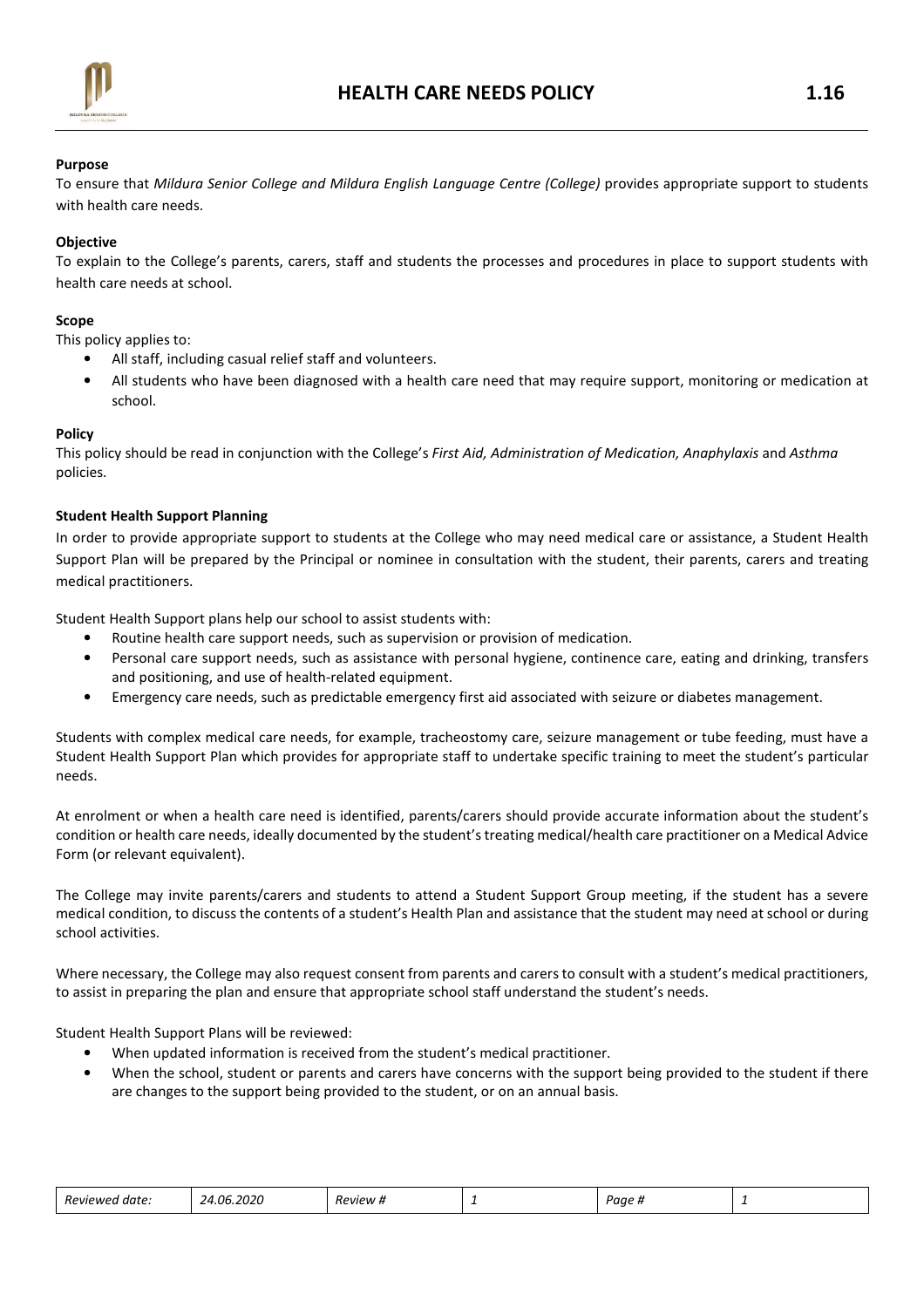# HEALTH CARE NEEDS POLICY 1.16

**Purpose**

To ensure that *Mildura Senior College and Mildura English Language Centre (College)* provides appropriate support to students with health care needs.

**Objective**

To explain to the College's parents, carers, staff and students the processes and procedures in place to support students with health care needs at school.

**Scope**

This policy applies to:

- All staff, including casual relief staff and volunteers.
- All students who have been diagnosed with a health care need that may require support, monitoring or medication at school.

**Policy**

This policy should be read in conjunction with the College's *First Aid, Administration of Medication, Anaphylaxis* and *Asthma* policies.

**Student Health Support Planning**

In order to provide appropriate support to students at the College who may need medical care or assistance, a Student Health Support Plan will be prepared by the Principal or nominee in consultation with the student, their parents, carers and treating medical practitioners.

Student Health Support plans help our school to assist students with:

- Routine health care support needs, such as supervision or provision of medication.
- Personal care support needs, such as assistance with personal hygiene, continence care, eating and drinking, transfers and positioning, and use of health-related equipment.
- Emergency care needs, such as predictable emergency first aid associated with seizure or diabetes management.

Students with complex medical care needs, for example, tracheostomy care, seizure management or tube feeding, must have a Student Health Support Plan which provides for appropriate staff to undertake specific training to meet the student's particular needs.

At enrolment or when a health care need is identified, parents/carers should provide accurate information about the student's condition or health care needs, ideally documented by the student's treating medical/health care practitioner on a Medical Advice Form (or relevant equivalent).

The College may invite parents/carers and students to attend a Student Support Group meeting, if the student has a severe medical condition, to discuss the contents of a student's Health Plan and assistance that the student may need at school or during school activities.

Where necessary, the College may also request consent from parents and carers to consult with a student's medical practitioners, to assist in preparing the plan and ensure that appropriate school staff understand the student's needs.

Student Health Support Plans will be reviewed:

- When updated information is received from the student's medical practitioner.
- When the school, student or parents and carers have concerns with the support being provided to the student if there are changes to the support being provided to the student, or on an annual basis.

| *Reviewed date:* | *24.06.2020* | *Review #* | *1* | *Page #* | *1* |
|---|---|---|---|---|---|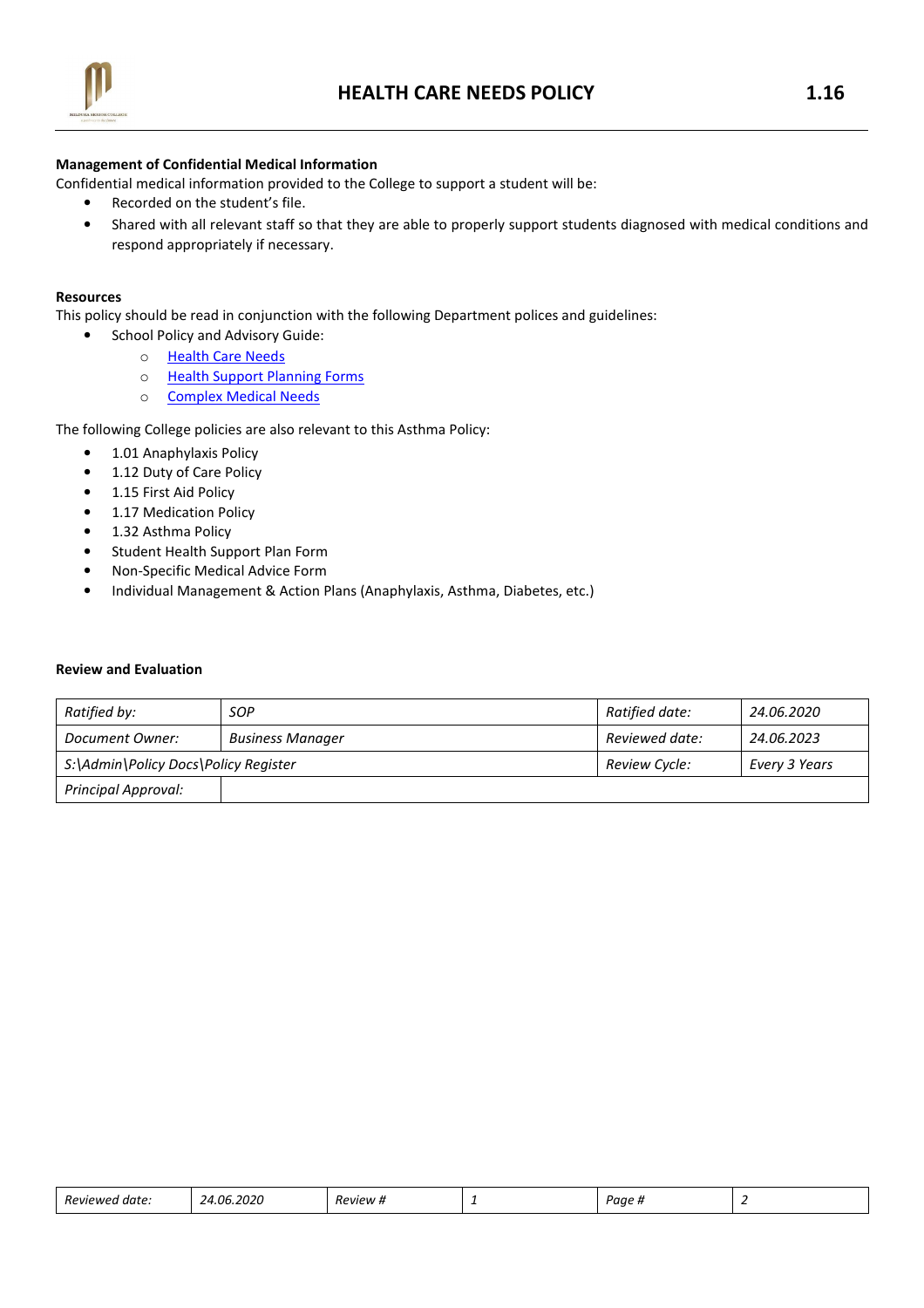**Management of Confidential Medical Information**

Confidential medical information provided to the College to support a student will be:

- Recorded on the student's file.
- Shared with all relevant staff so that they are able to properly support students diagnosed with medical conditions and respond appropriately if necessary.

**Resources**

This policy should be read in conjunction with the following Department polices and guidelines:

- School Policy and Advisory Guide:
  - Health Care Needs
  - Health Support Planning Forms
  - Complex Medical Needs

The following College policies are also relevant to this Asthma Policy:

- 1.01 Anaphylaxis Policy
- 1.12 Duty of Care Policy
- 1.15 First Aid Policy
- 1.17 Medication Policy
- 1.32 Asthma Policy
- Student Health Support Plan Form
- Non-Specific Medical Advice Form
- Individual Management & Action Plans (Anaphylaxis, Asthma, Diabetes, etc.)

**Review and Evaluation**

| | | | |
|---|---|---|---|
| *Ratified by:* | *SOP* | *Ratified date:* | *24.06.2020* |
| *Document Owner:* | *Business Manager* | *Reviewed date:* | *24.06.2023* |
| *S:\Admin\Policy Docs\Policy Register* | | *Review Cycle:* | *Every 3 Years* |
| *Principal Approval:* | | | |